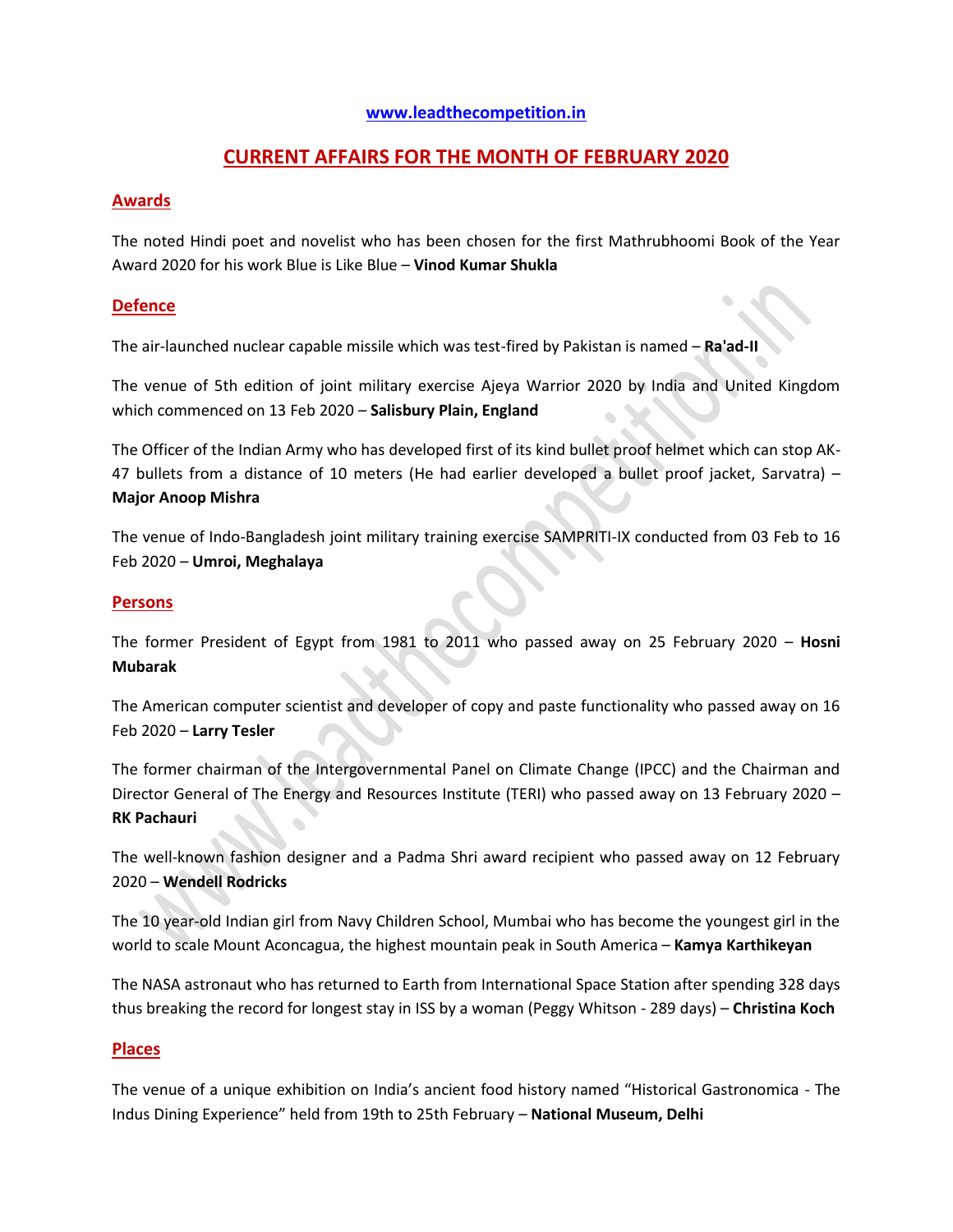[www.leadthecompetition.in](http://www.leadthecompetition.in)

# CURRENT AFFAIRS FOR THE MONTH OF FEBRUARY 2020

## Awards

The noted Hindi poet and novelist who has been chosen for the first Mathrubhoomi Book of the Year Award 2020 for his work Blue is Like Blue – **Vinod Kumar Shukla**

## Defence

The air-launched nuclear capable missile which was test-fired by Pakistan is named – **Ra'ad-II**

The venue of 5th edition of joint military exercise Ajeya Warrior 2020 by India and United Kingdom which commenced on 13 Feb 2020 – **Salisbury Plain, England**

The Officer of the Indian Army who has developed first of its kind bullet proof helmet which can stop AK-47 bullets from a distance of 10 meters (He had earlier developed a bullet proof jacket, Sarvatra) – **Major Anoop Mishra**

The venue of Indo-Bangladesh joint military training exercise SAMPRITI-IX conducted from 03 Feb to 16 Feb 2020 – **Umroi, Meghalaya**

## Persons

The former President of Egypt from 1981 to 2011 who passed away on 25 February 2020 – **Hosni Mubarak**

The American computer scientist and developer of copy and paste functionality who passed away on 16 Feb 2020 – **Larry Tesler**

The former chairman of the Intergovernmental Panel on Climate Change (IPCC) and the Chairman and Director General of The Energy and Resources Institute (TERI) who passed away on 13 February 2020 – **RK Pachauri**

The well-known fashion designer and a Padma Shri award recipient who passed away on 12 February 2020 – **Wendell Rodricks**

The 10 year-old Indian girl from Navy Children School, Mumbai who has become the youngest girl in the world to scale Mount Aconcagua, the highest mountain peak in South America – **Kamya Karthikeyan**

The NASA astronaut who has returned to Earth from International Space Station after spending 328 days thus breaking the record for longest stay in ISS by a woman (Peggy Whitson - 289 days) – **Christina Koch**

## Places

The venue of a unique exhibition on India's ancient food history named "Historical Gastronomica - The Indus Dining Experience" held from 19th to 25th February – **National Museum, Delhi**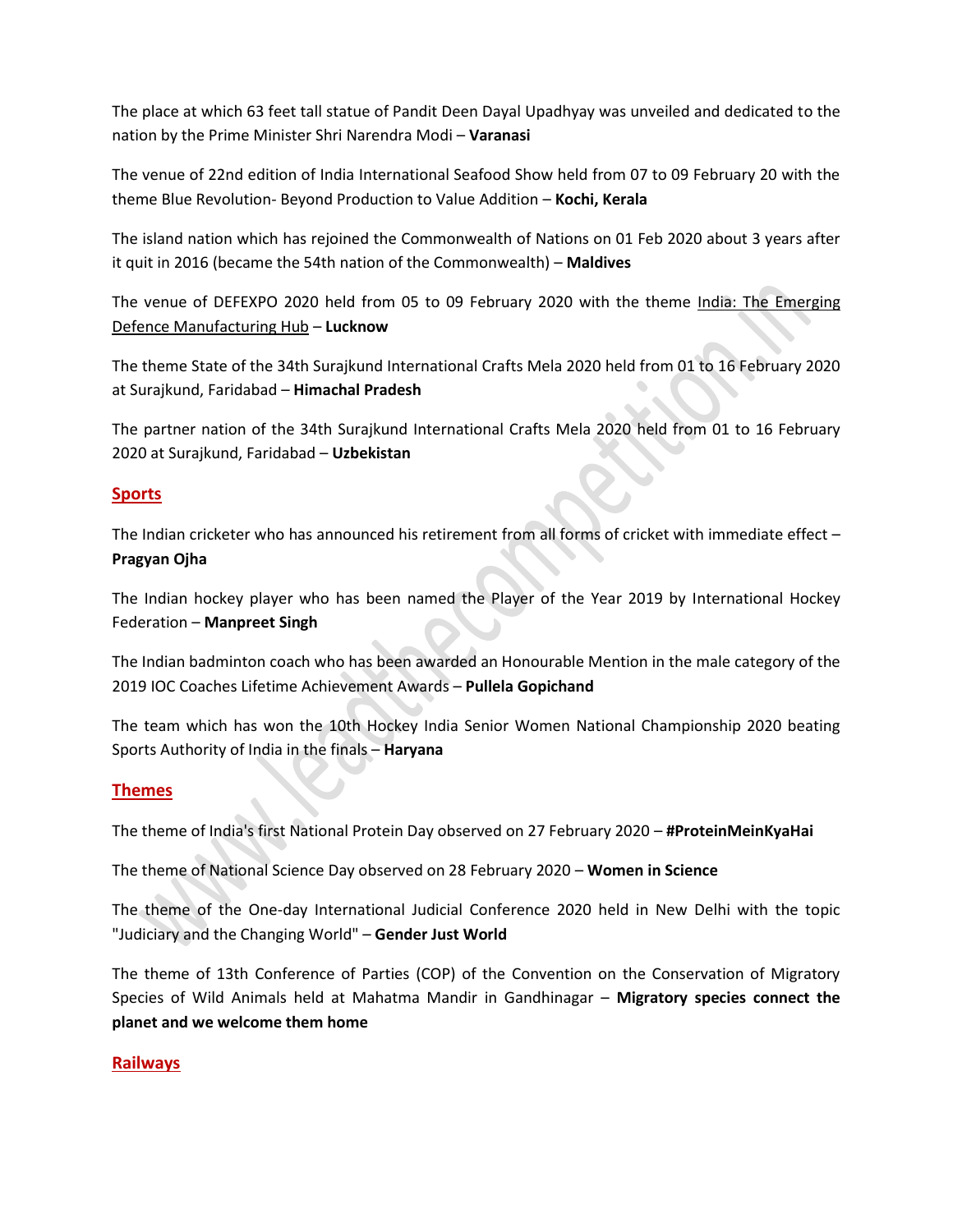The place at which 63 feet tall statue of Pandit Deen Dayal Upadhyay was unveiled and dedicated to the nation by the Prime Minister Shri Narendra Modi – **Varanasi**

The venue of 22nd edition of India International Seafood Show held from 07 to 09 February 20 with the theme Blue Revolution- Beyond Production to Value Addition – **Kochi, Kerala**

The island nation which has rejoined the Commonwealth of Nations on 01 Feb 2020 about 3 years after it quit in 2016 (became the 54th nation of the Commonwealth) – **Maldives**

The venue of DEFEXPO 2020 held from 05 to 09 February 2020 with the theme India: The Emerging Defence Manufacturing Hub – **Lucknow**

The theme State of the 34th Surajkund International Crafts Mela 2020 held from 01 to 16 February 2020 at Surajkund, Faridabad – **Himachal Pradesh**

The partner nation of the 34th Surajkund International Crafts Mela 2020 held from 01 to 16 February 2020 at Surajkund, Faridabad – **Uzbekistan**

## Sports

The Indian cricketer who has announced his retirement from all forms of cricket with immediate effect – **Pragyan Ojha**

The Indian hockey player who has been named the Player of the Year 2019 by International Hockey Federation – **Manpreet Singh**

The Indian badminton coach who has been awarded an Honourable Mention in the male category of the 2019 IOC Coaches Lifetime Achievement Awards – **Pullela Gopichand**

The team which has won the 10th Hockey India Senior Women National Championship 2020 beating Sports Authority of India in the finals – **Haryana**

## Themes

The theme of India's first National Protein Day observed on 27 February 2020 – **#ProteinMeinKyaHai**

The theme of National Science Day observed on 28 February 2020 – **Women in Science**

The theme of the One-day International Judicial Conference 2020 held in New Delhi with the topic "Judiciary and the Changing World" – **Gender Just World**

The theme of 13th Conference of Parties (COP) of the Convention on the Conservation of Migratory Species of Wild Animals held at Mahatma Mandir in Gandhinagar – **Migratory species connect the planet and we welcome them home**

## Railways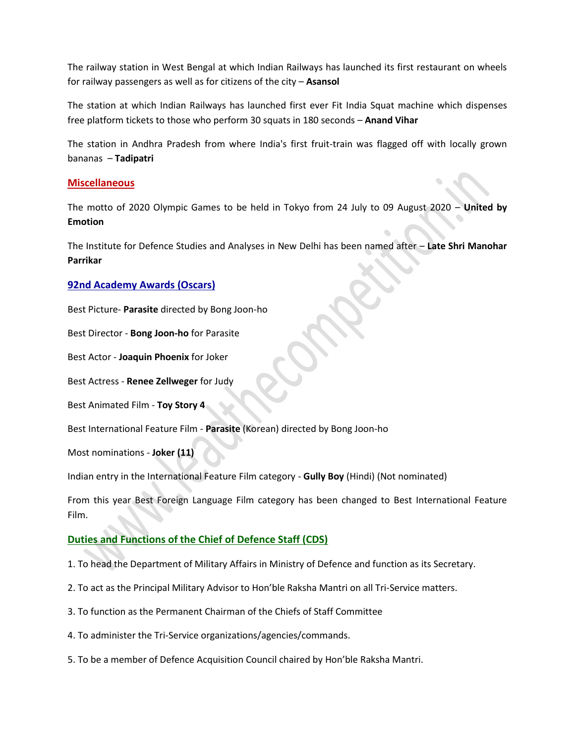The railway station in West Bengal at which Indian Railways has launched its first restaurant on wheels for railway passengers as well as for citizens of the city – **Asansol**

The station at which Indian Railways has launched first ever Fit India Squat machine which dispenses free platform tickets to those who perform 30 squats in 180 seconds – **Anand Vihar**

The station in Andhra Pradesh from where India's first fruit-train was flagged off with locally grown bananas – **Tadipatri**

## Miscellaneous

The motto of 2020 Olympic Games to be held in Tokyo from 24 July to 09 August 2020 – **United by Emotion**

The Institute for Defence Studies and Analyses in New Delhi has been named after – **Late Shri Manohar Parrikar**

## 92nd Academy Awards (Oscars)

Best Picture- **Parasite** directed by Bong Joon-ho

Best Director - **Bong Joon-ho** for Parasite

Best Actor - **Joaquin Phoenix** for Joker

Best Actress - **Renee Zellweger** for Judy

Best Animated Film - **Toy Story 4**

Best International Feature Film - **Parasite** (Korean) directed by Bong Joon-ho

Most nominations - **Joker (11)**

Indian entry in the International Feature Film category - **Gully Boy** (Hindi) (Not nominated)

From this year Best Foreign Language Film category has been changed to Best International Feature Film.

## Duties and Functions of the Chief of Defence Staff (CDS)

1. To head the Department of Military Affairs in Ministry of Defence and function as its Secretary.
2. To act as the Principal Military Advisor to Hon'ble Raksha Mantri on all Tri-Service matters.
3. To function as the Permanent Chairman of the Chiefs of Staff Committee
4. To administer the Tri-Service organizations/agencies/commands.
5. To be a member of Defence Acquisition Council chaired by Hon'ble Raksha Mantri.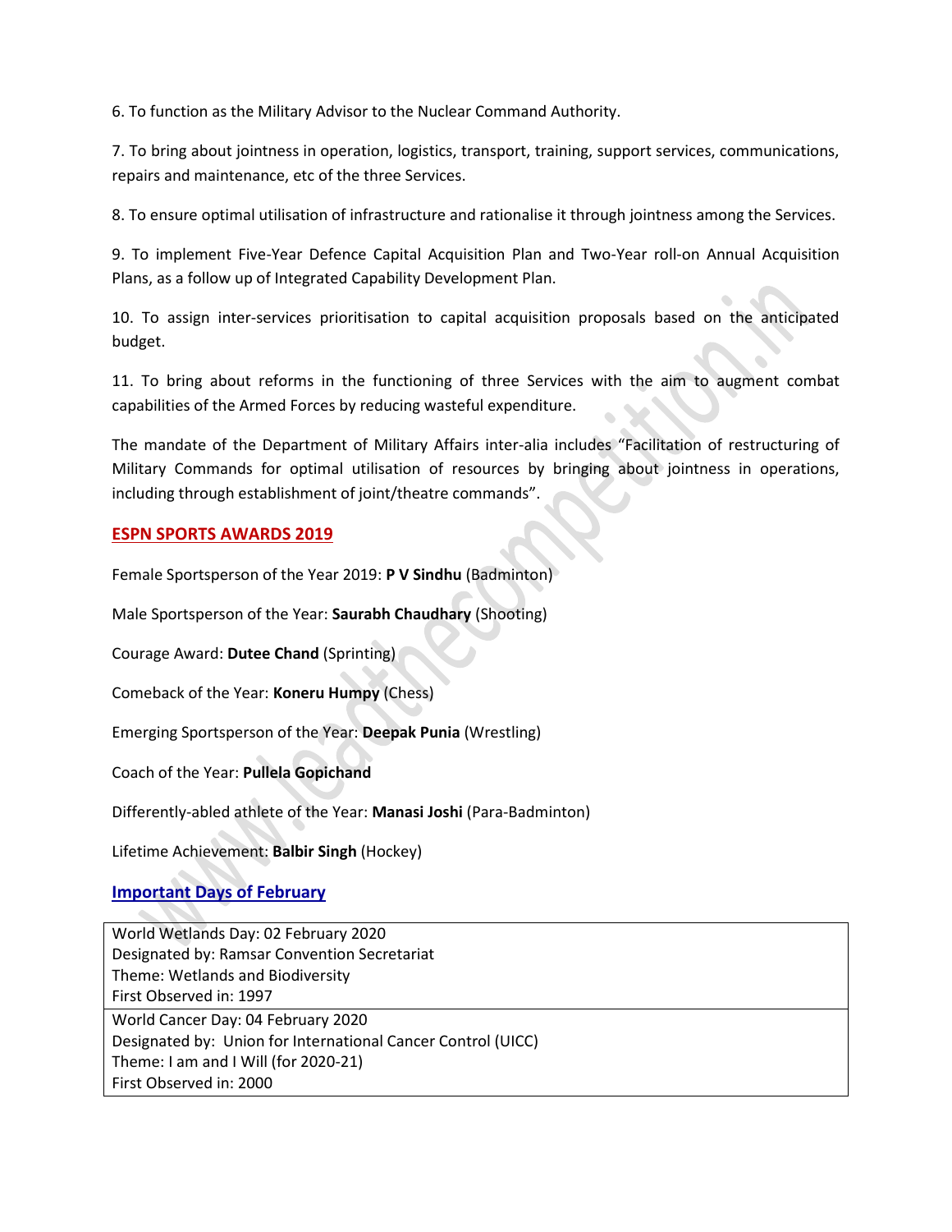6. To function as the Military Advisor to the Nuclear Command Authority.

7. To bring about jointness in operation, logistics, transport, training, support services, communications, repairs and maintenance, etc of the three Services.

8. To ensure optimal utilisation of infrastructure and rationalise it through jointness among the Services.

9. To implement Five-Year Defence Capital Acquisition Plan and Two-Year roll-on Annual Acquisition Plans, as a follow up of Integrated Capability Development Plan.

10. To assign inter-services prioritisation to capital acquisition proposals based on the anticipated budget.

11. To bring about reforms in the functioning of three Services with the aim to augment combat capabilities of the Armed Forces by reducing wasteful expenditure.

The mandate of the Department of Military Affairs inter-alia includes "Facilitation of restructuring of Military Commands for optimal utilisation of resources by bringing about jointness in operations, including through establishment of joint/theatre commands".

## ESPN SPORTS AWARDS 2019

Female Sportsperson of the Year 2019: **P V Sindhu** (Badminton)

Male Sportsperson of the Year: **Saurabh Chaudhary** (Shooting)

Courage Award: **Dutee Chand** (Sprinting)

Comeback of the Year: **Koneru Humpy** (Chess)

Emerging Sportsperson of the Year: **Deepak Punia** (Wrestling)

Coach of the Year: **Pullela Gopichand**

Differently-abled athlete of the Year: **Manasi Joshi** (Para-Badminton)

Lifetime Achievement: **Balbir Singh** (Hockey)

## Important Days of February

| |
|---|
| World Wetlands Day: 02 February 2020<br>Designated by: Ramsar Convention Secretariat<br>Theme: Wetlands and Biodiversity<br>First Observed in: 1997 |
| World Cancer Day: 04 February 2020<br>Designated by: Union for International Cancer Control (UICC)<br>Theme: I am and I Will (for 2020-21)<br>First Observed in: 2000 |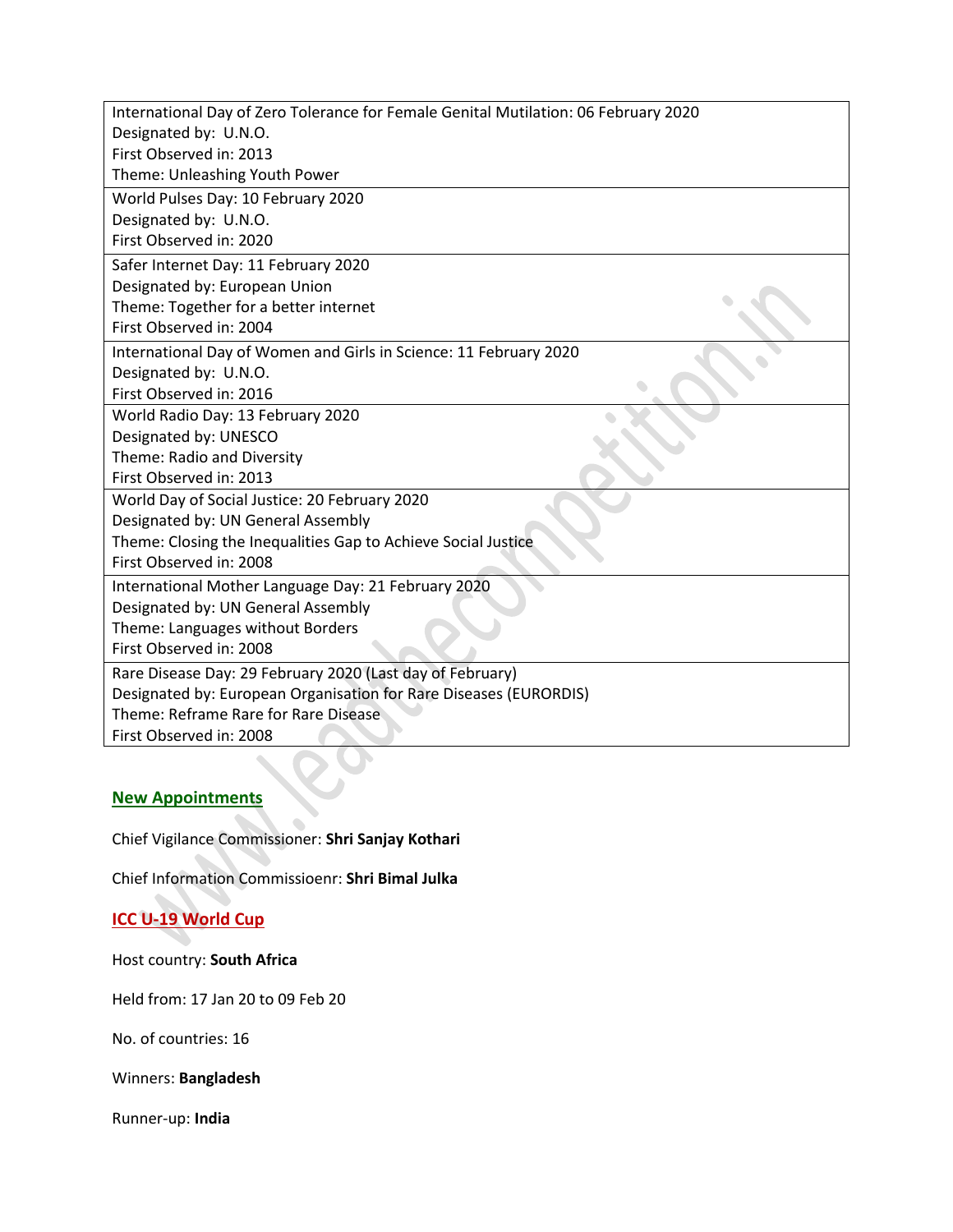| International Day of Zero Tolerance for Female Genital Mutilation: 06 February 2020<br>Designated by: U.N.O.<br>First Observed in: 2013<br>Theme: Unleashing Youth Power |
|---|
| World Pulses Day: 10 February 2020<br>Designated by: U.N.O.<br>First Observed in: 2020 |
| Safer Internet Day: 11 February 2020<br>Designated by: European Union<br>Theme: Together for a better internet<br>First Observed in: 2004 |
| International Day of Women and Girls in Science: 11 February 2020<br>Designated by: U.N.O.<br>First Observed in: 2016 |
| World Radio Day: 13 February 2020<br>Designated by: UNESCO<br>Theme: Radio and Diversity<br>First Observed in: 2013 |
| World Day of Social Justice: 20 February 2020<br>Designated by: UN General Assembly<br>Theme: Closing the Inequalities Gap to Achieve Social Justice<br>First Observed in: 2008 |
| International Mother Language Day: 21 February 2020<br>Designated by: UN General Assembly<br>Theme: Languages without Borders<br>First Observed in: 2008 |
| Rare Disease Day: 29 February 2020 (Last day of February)<br>Designated by: European Organisation for Rare Diseases (EURORDIS)<br>Theme: Reframe Rare for Rare Disease<br>First Observed in: 2008 |

## New Appointments

Chief Vigilance Commissioner: **Shri Sanjay Kothari**

Chief Information Commissioenr: **Shri Bimal Julka**

## ICC U-19 World Cup

Host country: **South Africa**

Held from: 17 Jan 20 to 09 Feb 20

No. of countries: 16

Winners: **Bangladesh**

Runner-up: **India**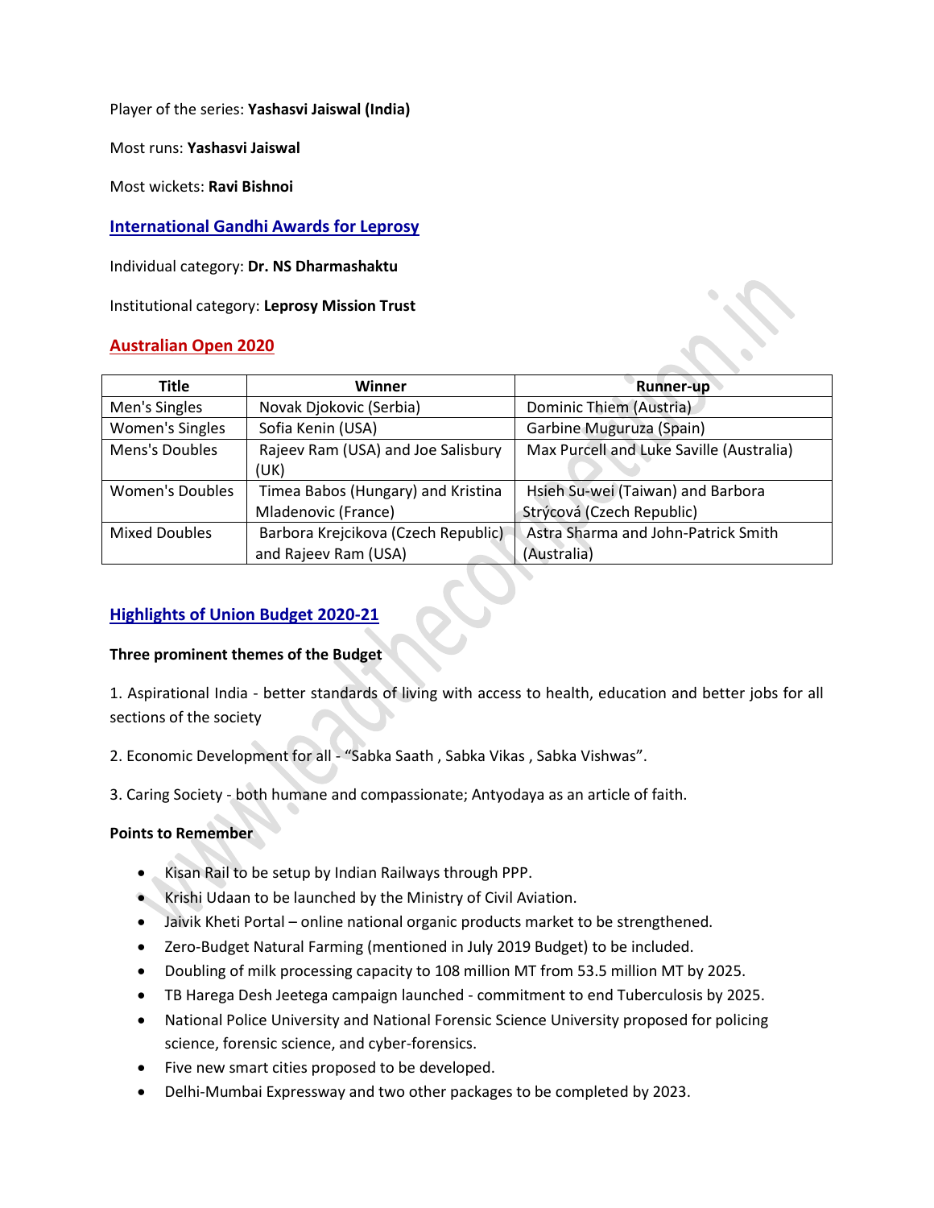Player of the series: **Yashasvi Jaiswal (India)**

Most runs: **Yashasvi Jaiswal**

Most wickets: **Ravi Bishnoi**

### International Gandhi Awards for Leprosy

Individual category: **Dr. NS Dharmashaktu**

Institutional category: **Leprosy Mission Trust**

### Australian Open 2020

| Title | Winner | Runner-up |
| --- | --- | --- |
| Men's Singles | Novak Djokovic (Serbia) | Dominic Thiem (Austria) |
| Women's Singles | Sofia Kenin (USA) | Garbine Muguruza (Spain) |
| Mens's Doubles | Rajeev Ram (USA) and Joe Salisbury (UK) | Max Purcell and Luke Saville (Australia) |
| Women's Doubles | Timea Babos (Hungary) and Kristina Mladenovic (France) | Hsieh Su-wei (Taiwan) and Barbora Strýcová (Czech Republic) |
| Mixed Doubles | Barbora Krejcikova (Czech Republic) and Rajeev Ram (USA) | Astra Sharma and John-Patrick Smith (Australia) |

### Highlights of Union Budget 2020-21

**Three prominent themes of the Budget**

1. Aspirational India - better standards of living with access to health, education and better jobs for all sections of the society

2. Economic Development for all - "Sabka Saath , Sabka Vikas , Sabka Vishwas".

3. Caring Society - both humane and compassionate; Antyodaya as an article of faith.

**Points to Remember**

- Kisan Rail to be setup by Indian Railways through PPP.
- Krishi Udaan to be launched by the Ministry of Civil Aviation.
- Jaivik Kheti Portal – online national organic products market to be strengthened.
- Zero-Budget Natural Farming (mentioned in July 2019 Budget) to be included.
- Doubling of milk processing capacity to 108 million MT from 53.5 million MT by 2025.
- TB Harega Desh Jeetega campaign launched - commitment to end Tuberculosis by 2025.
- National Police University and National Forensic Science University proposed for policing science, forensic science, and cyber-forensics.
- Five new smart cities proposed to be developed.
- Delhi-Mumbai Expressway and two other packages to be completed by 2023.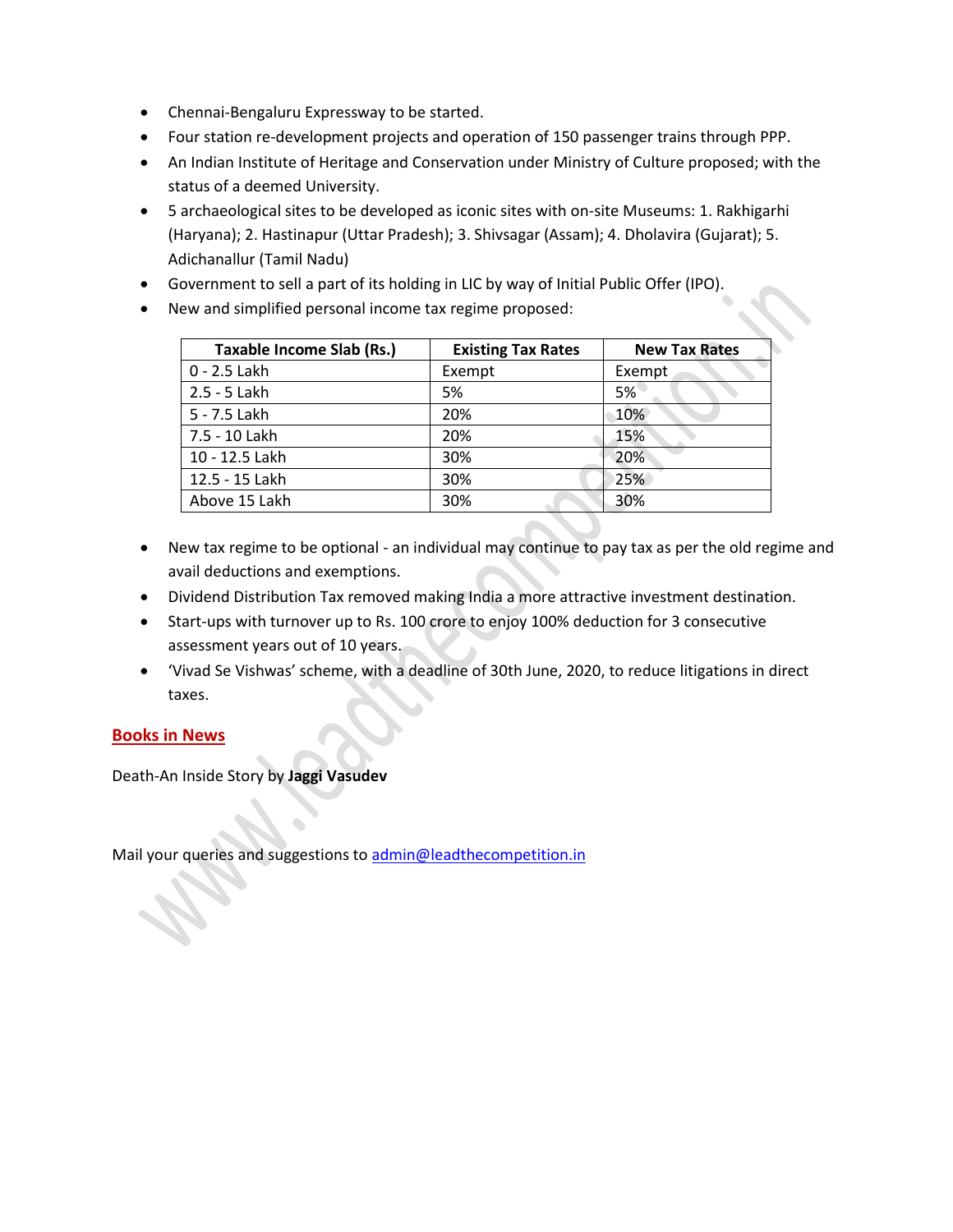- Chennai-Bengaluru Expressway to be started.
- Four station re-development projects and operation of 150 passenger trains through PPP.
- An Indian Institute of Heritage and Conservation under Ministry of Culture proposed; with the status of a deemed University.
- 5 archaeological sites to be developed as iconic sites with on-site Museums: 1. Rakhigarhi (Haryana); 2. Hastinapur (Uttar Pradesh); 3. Shivsagar (Assam); 4. Dholavira (Gujarat); 5. Adichanallur (Tamil Nadu)
- Government to sell a part of its holding in LIC by way of Initial Public Offer (IPO).
- New and simplified personal income tax regime proposed:

| Taxable Income Slab (Rs.) | Existing Tax Rates | New Tax Rates |
|---|---|---|
| 0 - 2.5 Lakh | Exempt | Exempt |
| 2.5 - 5 Lakh | 5% | 5% |
| 5 - 7.5 Lakh | 20% | 10% |
| 7.5 - 10 Lakh | 20% | 15% |
| 10 - 12.5 Lakh | 30% | 20% |
| 12.5 - 15 Lakh | 30% | 25% |
| Above 15 Lakh | 30% | 30% |

- New tax regime to be optional - an individual may continue to pay tax as per the old regime and avail deductions and exemptions.
- Dividend Distribution Tax removed making India a more attractive investment destination.
- Start-ups with turnover up to Rs. 100 crore to enjoy 100% deduction for 3 consecutive assessment years out of 10 years.
- 'Vivad Se Vishwas' scheme, with a deadline of 30th June, 2020, to reduce litigations in direct taxes.

## Books in News

Death-An Inside Story by **Jaggi Vasudev**

Mail your queries and suggestions to admin@leadthecompetition.in